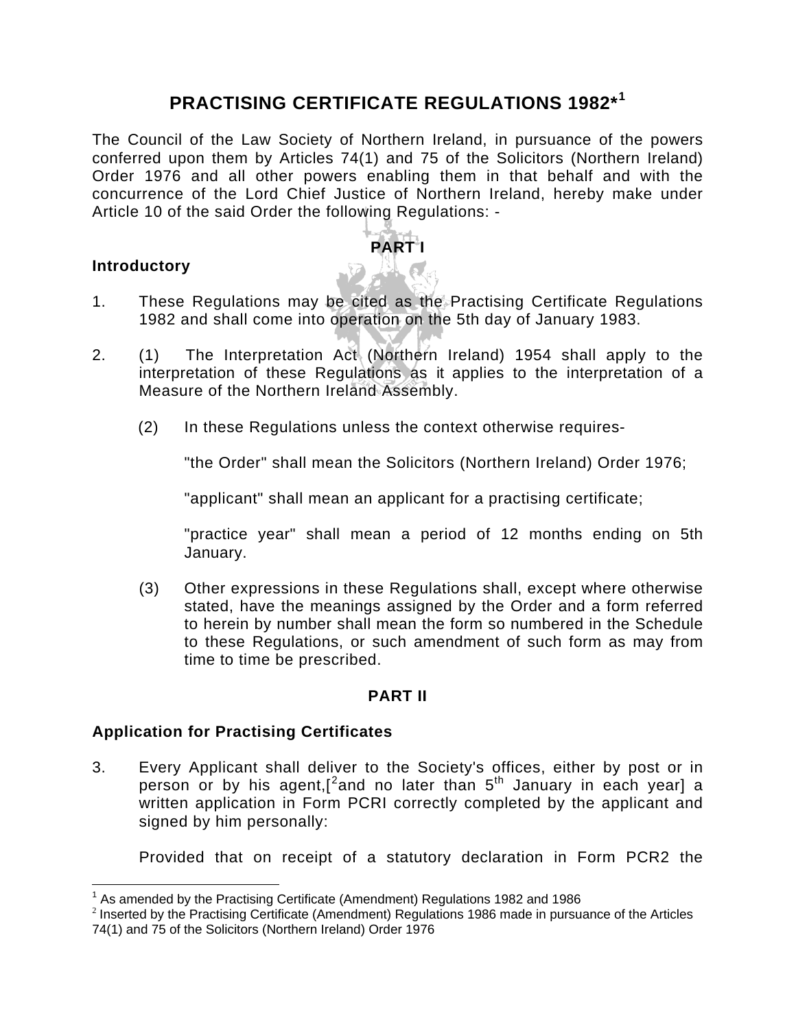# PRACTISING CERTIFICATE REGULATIONS 1982*[1]

The Council of the Law Society of Northern Ireland, in pursuance of the powers conferred upon them by Articles 74(1) and 75 of the Solicitors (Northern Ireland) Order 1976 and all other powers enabling them in that behalf and with the concurrence of the Lord Chief Justice of Northern Ireland, hereby make under Article 10 of the said Order the following Regulations: -

## PART I

### Introductory

1. These Regulations may be cited as the Practising Certificate Regulations 1982 and shall come into operation on the 5th day of January 1983.

2. (1) The Interpretation Act (Northern Ireland) 1954 shall apply to the interpretation of these Regulations as it applies to the interpretation of a Measure of the Northern Ireland Assembly.

   (2) In these Regulations unless the context otherwise requires-

   "the Order" shall mean the Solicitors (Northern Ireland) Order 1976;

   "applicant" shall mean an applicant for a practising certificate;

   "practice year" shall mean a period of 12 months ending on 5th January.

   (3) Other expressions in these Regulations shall, except where otherwise stated, have the meanings assigned by the Order and a form referred to herein by number shall mean the form so numbered in the Schedule to these Regulations, or such amendment of such form as may from time to time be prescribed.

## PART II

### Application for Practising Certificates

3. Every Applicant shall deliver to the Society's offices, either by post or in person or by his agent,[[2]and no later than 5th January in each year] a written application in Form PCRI correctly completed by the applicant and signed by him personally:

   Provided that on receipt of a statutory declaration in Form PCR2 the

---

[1] As amended by the Practising Certificate (Amendment) Regulations 1982 and 1986

[2] Inserted by the Practising Certificate (Amendment) Regulations 1986 made in pursuance of the Articles 74(1) and 75 of the Solicitors (Northern Ireland) Order 1976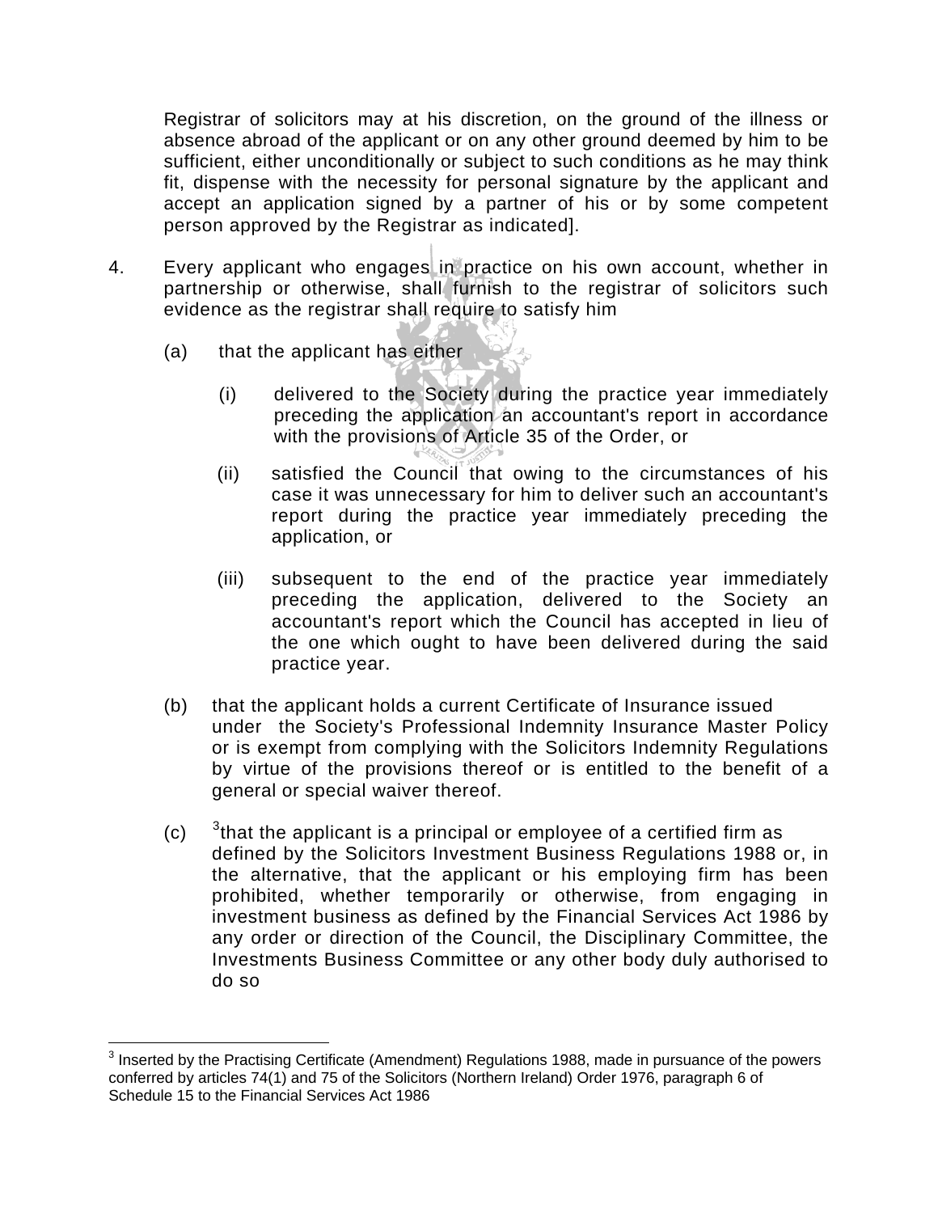Registrar of solicitors may at his discretion, on the ground of the illness or absence abroad of the applicant or on any other ground deemed by him to be sufficient, either unconditionally or subject to such conditions as he may think fit, dispense with the necessity for personal signature by the applicant and accept an application signed by a partner of his or by some competent person approved by the Registrar as indicated].

4. Every applicant who engages in practice on his own account, whether in partnership or otherwise, shall furnish to the registrar of solicitors such evidence as the registrar shall require to satisfy him

   (a) that the applicant has either

      (i) delivered to the Society during the practice year immediately preceding the application an accountant's report in accordance with the provisions of Article 35 of the Order, or

      (ii) satisfied the Council that owing to the circumstances of his case it was unnecessary for him to deliver such an accountant's report during the practice year immediately preceding the application, or

      (iii) subsequent to the end of the practice year immediately preceding the application, delivered to the Society an accountant's report which the Council has accepted in lieu of the one which ought to have been delivered during the said practice year.

   (b) that the applicant holds a current Certificate of Insurance issued under the Society's Professional Indemnity Insurance Master Policy or is exempt from complying with the Solicitors Indemnity Regulations by virtue of the provisions thereof or is entitled to the benefit of a general or special waiver thereof.

   (c) [3]that the applicant is a principal or employee of a certified firm as defined by the Solicitors Investment Business Regulations 1988 or, in the alternative, that the applicant or his employing firm has been prohibited, whether temporarily or otherwise, from engaging in investment business as defined by the Financial Services Act 1986 by any order or direction of the Council, the Disciplinary Committee, the Investments Business Committee or any other body duly authorised to do so

---

[3] Inserted by the Practising Certificate (Amendment) Regulations 1988, made in pursuance of the powers conferred by articles 74(1) and 75 of the Solicitors (Northern Ireland) Order 1976, paragraph 6 of Schedule 15 to the Financial Services Act 1986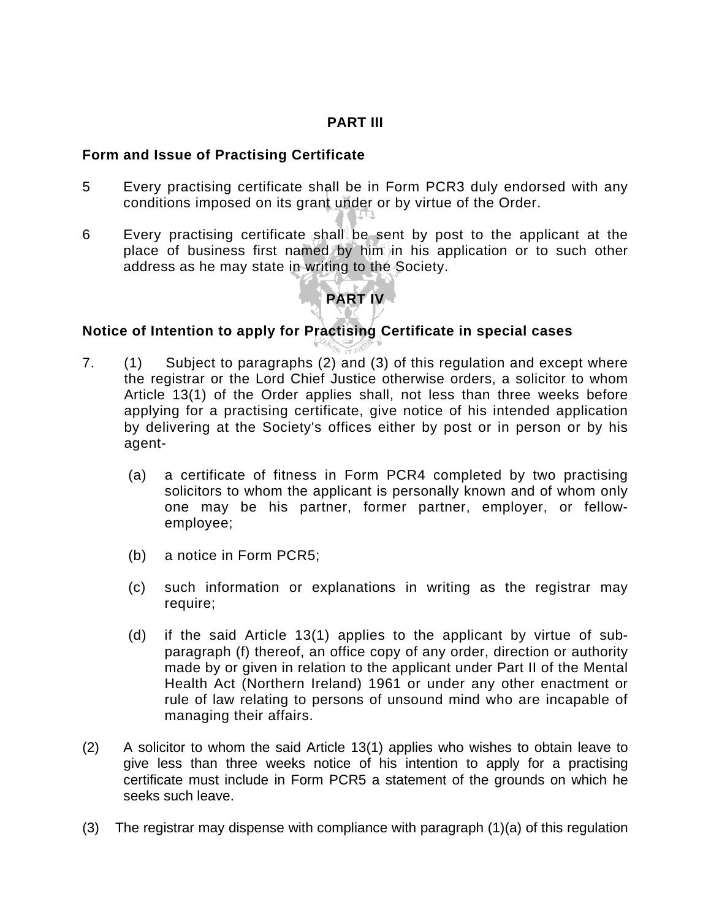**PART III**

**Form and Issue of Practising Certificate**

5 Every practising certificate shall be in Form PCR3 duly endorsed with any conditions imposed on its grant under or by virtue of the Order.

6 Every practising certificate shall be sent by post to the applicant at the place of business first named by him in his application or to such other address as he may state in writing to the Society.

**PART IV**

**Notice of Intention to apply for Practising Certificate in special cases**

7. (1) Subject to paragraphs (2) and (3) of this regulation and except where the registrar or the Lord Chief Justice otherwise orders, a solicitor to whom Article 13(1) of the Order applies shall, not less than three weeks before applying for a practising certificate, give notice of his intended application by delivering at the Society's offices either by post or in person or by his agent-

   (a) a certificate of fitness in Form PCR4 completed by two practising solicitors to whom the applicant is personally known and of whom only one may be his partner, former partner, employer, or fellow-employee;

   (b) a notice in Form PCR5;

   (c) such information or explanations in writing as the registrar may require;

   (d) if the said Article 13(1) applies to the applicant by virtue of sub-paragraph (f) thereof, an office copy of any order, direction or authority made by or given in relation to the applicant under Part II of the Mental Health Act (Northern Ireland) 1961 or under any other enactment or rule of law relating to persons of unsound mind who are incapable of managing their affairs.

(2) A solicitor to whom the said Article 13(1) applies who wishes to obtain leave to give less than three weeks notice of his intention to apply for a practising certificate must include in Form PCR5 a statement of the grounds on which he seeks such leave.

(3) The registrar may dispense with compliance with paragraph (1)(a) of this regulation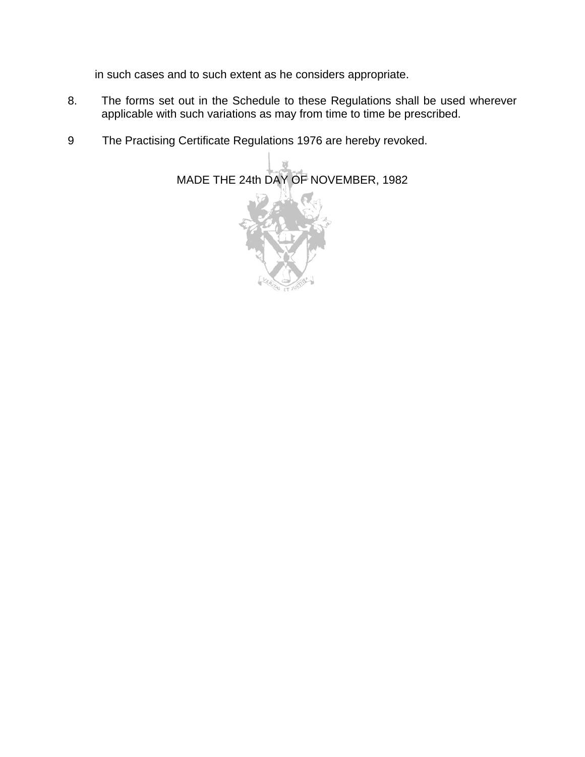in such cases and to such extent as he considers appropriate.

8. The forms set out in the Schedule to these Regulations shall be used wherever applicable with such variations as may from time to time be prescribed.

9 The Practising Certificate Regulations 1976 are hereby revoked.

MADE THE 24th DAY OF NOVEMBER, 1982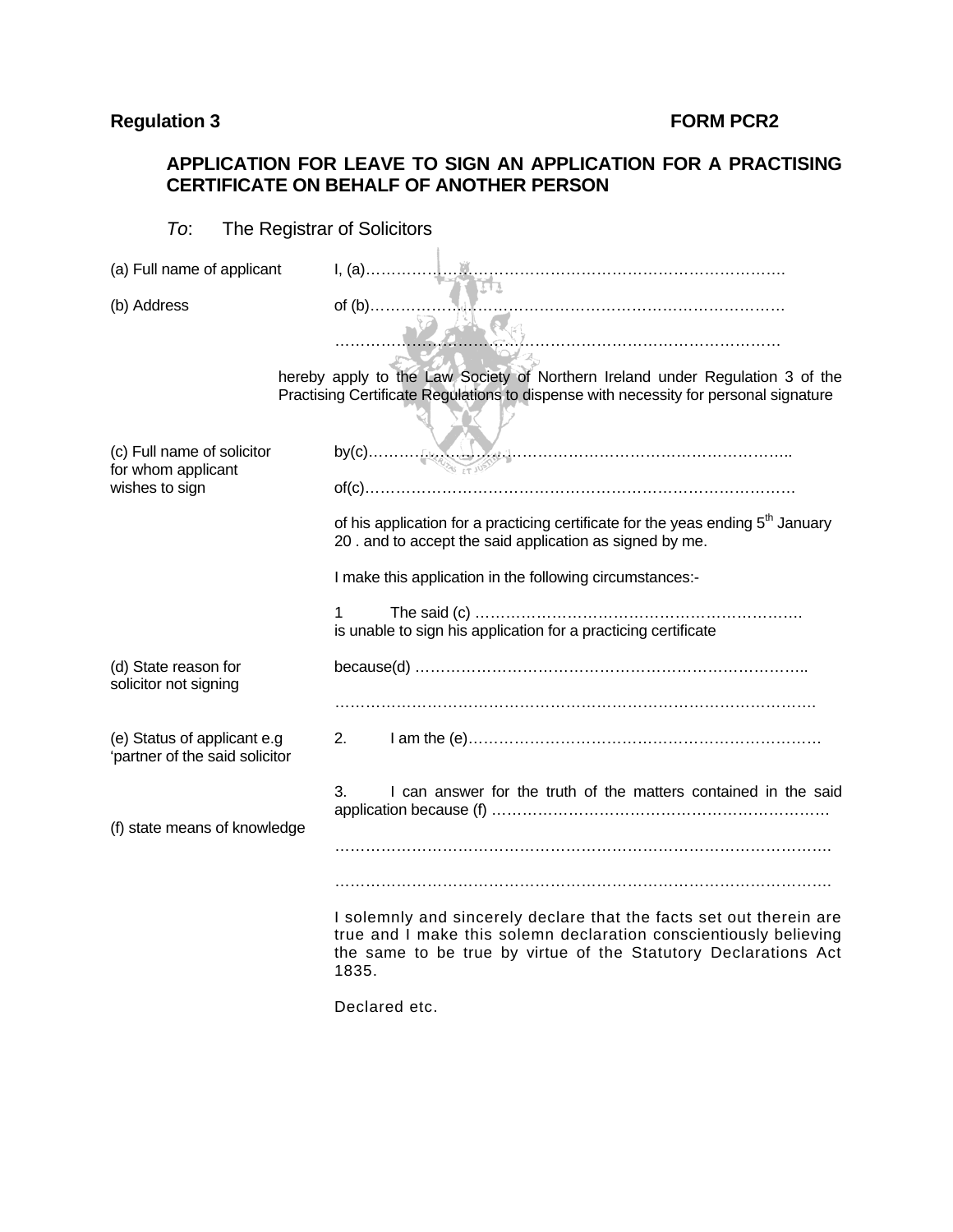**Regulation 3** **FORM PCR2**

## APPLICATION FOR LEAVE TO SIGN AN APPLICATION FOR A PRACTISING CERTIFICATE ON BEHALF OF ANOTHER PERSON

*To*: The Registrar of Solicitors

(a) Full name of applicant — I, (a)……………………………………………………………………….

(b) Address — of (b)……………………………………………………………………….

……………………………………………………………………………

hereby apply to the Law Society of Northern Ireland under Regulation 3 of the Practising Certificate Regulations to dispense with necessity for personal signature

(c) Full name of solicitor for whom applicant wishes to sign — by(c)………………………………………………………………………..

of(c)……………………………………………………………………………

of his application for a practicing certificate for the yeas ending 5[th] January 20 . and to accept the said application as signed by me.

I make this application in the following circumstances:-

1 The said (c) ……………………………………………………… is unable to sign his application for a practicing certificate

(d) State reason for solicitor not signing — because(d) …………………………………………………………………..

……………………………………………………………………………….

(e) Status of applicant e.g 'partner of the said solicitor — 2. I am the (e)……………………………………………………………

(f) state means of knowledge — 3. I can answer for the truth of the matters contained in the said application because (f) …………………………………………………………

……………………………………………………………………………………

……………………………………………………………………………………

I solemnly and sincerely declare that the facts set out therein are true and I make this solemn declaration conscientiously believing the same to be true by virtue of the Statutory Declarations Act 1835.

Declared etc.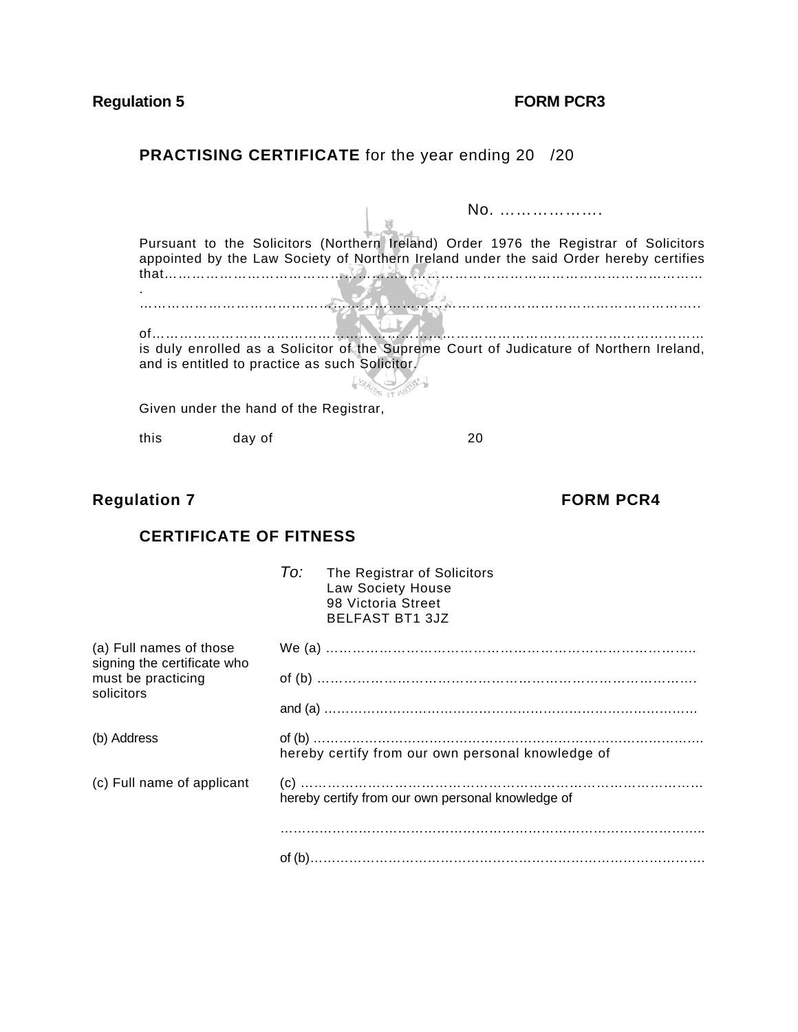**Regulation 5** **FORM PCR3**

**PRACTISING CERTIFICATE** for the year ending 20 /20

No. ……………….

Pursuant to the Solicitors (Northern Ireland) Order 1976 the Registrar of Solicitors appointed by the Law Society of Northern Ireland under the said Order hereby certifies that…………………………………………………………………………………………….

……………………………………………………………………………………………………

of…………………………………………………………………………………………………
is duly enrolled as a Solicitor of the Supreme Court of Judicature of Northern Ireland, and is entitled to practice as such Solicitor.

Given under the hand of the Registrar,

this day of 20

**Regulation 7** **FORM PCR4**

**CERTIFICATE OF FITNESS**

*To:* The Registrar of Solicitors
Law Society House
98 Victoria Street
BELFAST BT1 3JZ

| | |
|---|---|
| (a) Full names of those signing the certificate who must be practicing solicitors | We (a) ……………………………………………………………………… |
| | of (b) ……………………………………………………………………… |
| | and (a) ……………………………………………………………………… |
| (b) Address | of (b) ……………………………………………………………………… hereby certify from our own personal knowledge of |
| (c) Full name of applicant | (c) ……………………………………………………………………… hereby certify from our own personal knowledge of |
| | ……………………………………………………………………………… |
| | of (b)……………………………………………………………………… |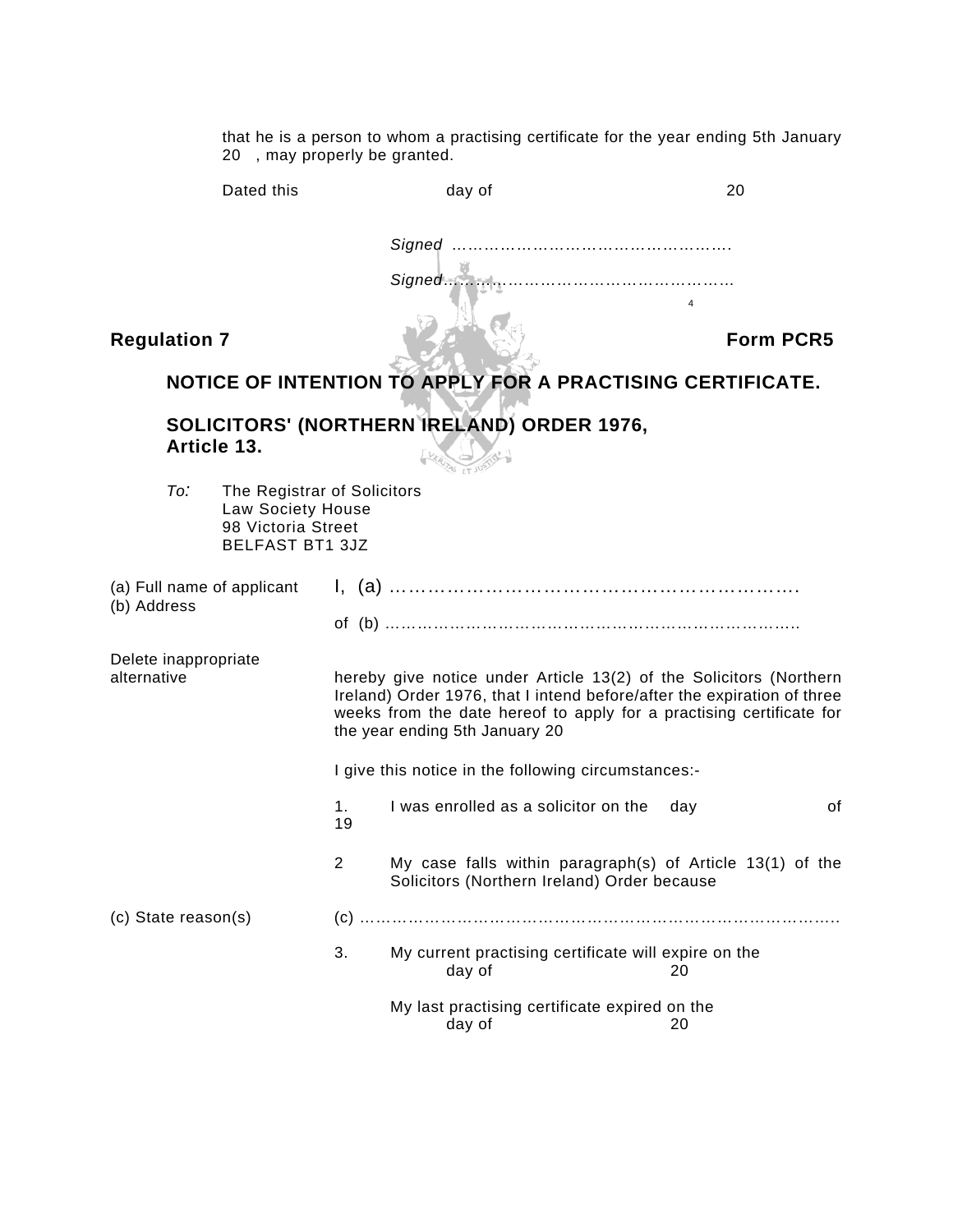that he is a person to whom a practising certificate for the year ending 5th January 20 , may properly be granted.

Dated this day of 20

*Signed* …………………………………………….

*Signed*…………………………………………….

4

**Regulation 7** **Form PCR5**

**NOTICE OF INTENTION TO APPLY FOR A PRACTISING CERTIFICATE.**

**SOLICITORS' (NORTHERN IRELAND) ORDER 1976, Article 13.**

*To:* The Registrar of Solicitors
Law Society House
98 Victoria Street
BELFAST BT1 3JZ

(a) Full name of applicant
(b) Address

I, (a) ………………………………………………………….

of (b) ……………………………………………………………………

Delete inappropriate alternative

hereby give notice under Article 13(2) of the Solicitors (Northern Ireland) Order 1976, that I intend before/after the expiration of three weeks from the date hereof to apply for a practising certificate for the year ending 5th January 20

I give this notice in the following circumstances:-

1. I was enrolled as a solicitor on the day of 19

2 My case falls within paragraph(s) of Article 13(1) of the Solicitors (Northern Ireland) Order because

(c) State reason(s)

(c) ……………………………………………………………………………..

3. My current practising certificate will expire on the day of 20

My last practising certificate expired on the day of 20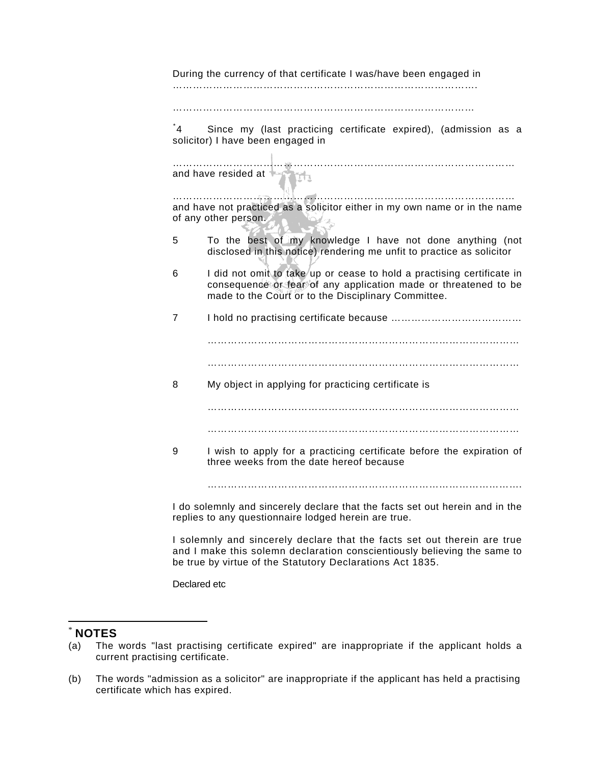During the currency of that certificate I was/have been engaged in ……………………………………………………………………………….

……………………………………………………………………………

*4 Since my (last practicing certificate expired), (admission as a solicitor) I have been engaged in

……………………………………………………………………………………… and have resided at

……………………………………………………………………………………… and have not practiced as a solicitor either in my own name or in the name of any other person.

5 To the best of my knowledge I have not done anything (not disclosed in this notice) rendering me unfit to practice as solicitor

6 I did not omit to take up or cease to hold a practising certificate in consequence or fear of any application made or threatened to be made to the Court or to the Disciplinary Committee.

7 I hold no practising certificate because …………………………………

………………………………………………………………………………

………………………………………………………………………………

8 My object in applying for practicing certificate is

………………………………………………………………………………

………………………………………………………………………………

9 I wish to apply for a practicing certificate before the expiration of three weeks from the date hereof because

……………………………………………………………………………….

I do solemnly and sincerely declare that the facts set out herein and in the replies to any questionnaire lodged herein are true.

I solemnly and sincerely declare that the facts set out therein are true and I make this solemn declaration conscientiously believing the same to be true by virtue of the Statutory Declarations Act 1835.

Declared etc

---

* **NOTES**

(a) The words "last practising certificate expired" are inappropriate if the applicant holds a current practising certificate.

(b) The words "admission as a solicitor" are inappropriate if the applicant has held a practising certificate which has expired.